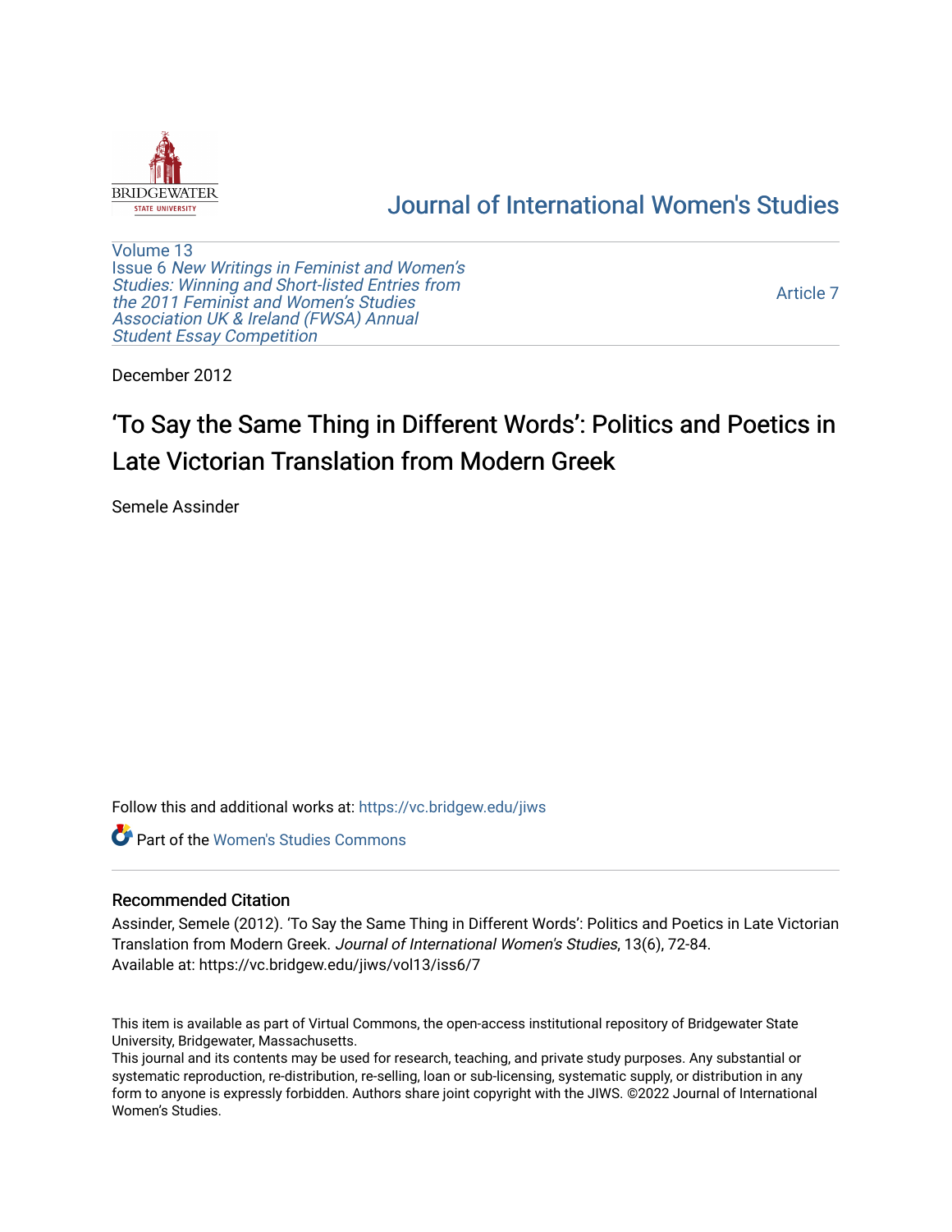[Journal of International Women's Studies](https://vc.bridgew.edu/jiws)

Volume 13
Issue 6 *New Writings in Feminist and Women's Studies: Winning and Short-listed Entries from the 2011 Feminist and Women's Studies Association UK & Ireland (FWSA) Annual Student Essay Competition*

Article 7

December 2012

# 'To Say the Same Thing in Different Words': Politics and Poetics in Late Victorian Translation from Modern Greek

Semele Assinder

Follow this and additional works at: https://vc.bridgew.edu/jiws

Part of the Women's Studies Commons

### Recommended Citation

Assinder, Semele (2012). 'To Say the Same Thing in Different Words': Politics and Poetics in Late Victorian Translation from Modern Greek. *Journal of International Women's Studies*, 13(6), 72-84.
Available at: https://vc.bridgew.edu/jiws/vol13/iss6/7

This item is available as part of Virtual Commons, the open-access institutional repository of Bridgewater State University, Bridgewater, Massachusetts.
This journal and its contents may be used for research, teaching, and private study purposes. Any substantial or systematic reproduction, re-distribution, re-selling, loan or sub-licensing, systematic supply, or distribution in any form to anyone is expressly forbidden. Authors share joint copyright with the JIWS. ©2022 Journal of International Women's Studies.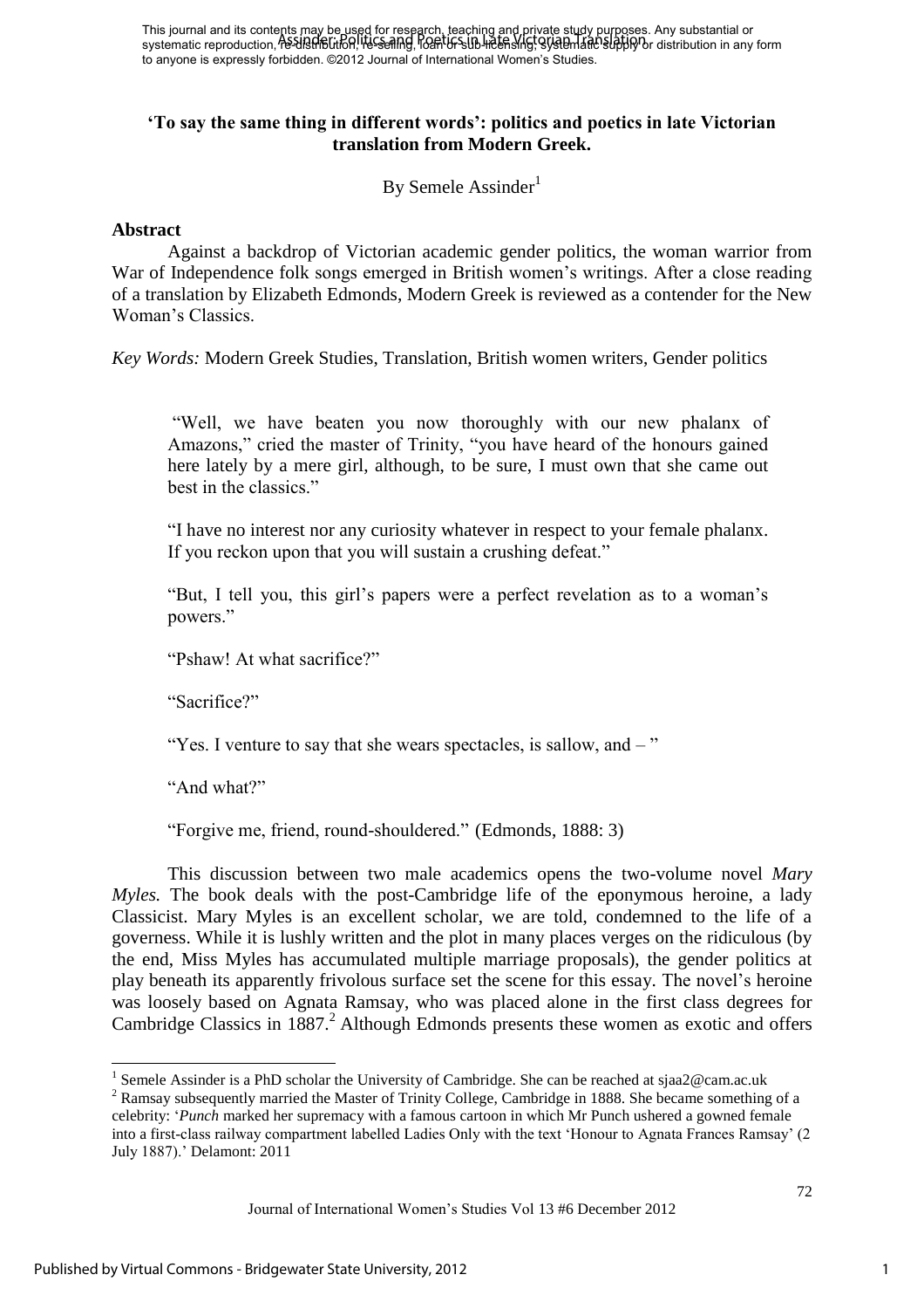This journal and its contents may be used for research, teaching and private study purposes. Any substantial or systematic reproduction, re-distribution, re-selling, loan or sub-licensing, systematic supply or distribution in any form to anyone is expressly forbidden. ©2012 Journal of International Women's Studies.

## 'To say the same thing in different words': politics and poetics in late Victorian translation from Modern Greek.

By Semele Assinder[1]

### Abstract

Against a backdrop of Victorian academic gender politics, the woman warrior from War of Independence folk songs emerged in British women's writings. After a close reading of a translation by Elizabeth Edmonds, Modern Greek is reviewed as a contender for the New Woman's Classics.

*Key Words:* Modern Greek Studies, Translation, British women writers, Gender politics

> "Well, we have beaten you now thoroughly with our new phalanx of Amazons," cried the master of Trinity, "you have heard of the honours gained here lately by a mere girl, although, to be sure, I must own that she came out best in the classics."
>
> "I have no interest nor any curiosity whatever in respect to your female phalanx. If you reckon upon that you will sustain a crushing defeat."
>
> "But, I tell you, this girl's papers were a perfect revelation as to a woman's powers."
>
> "Pshaw! At what sacrifice?"
>
> "Sacrifice?"
>
> "Yes. I venture to say that she wears spectacles, is sallow, and – "
>
> "And what?"
>
> "Forgive me, friend, round-shouldered." (Edmonds, 1888: 3)

This discussion between two male academics opens the two-volume novel *Mary Myles.* The book deals with the post-Cambridge life of the eponymous heroine, a lady Classicist. Mary Myles is an excellent scholar, we are told, condemned to the life of a governess. While it is lushly written and the plot in many places verges on the ridiculous (by the end, Miss Myles has accumulated multiple marriage proposals), the gender politics at play beneath its apparently frivolous surface set the scene for this essay. The novel's heroine was loosely based on Agnata Ramsay, who was placed alone in the first class degrees for Cambridge Classics in 1887.[2] Although Edmonds presents these women as exotic and offers

---

[1] Semele Assinder is a PhD scholar the University of Cambridge. She can be reached at sjaa2@cam.ac.uk

[2] Ramsay subsequently married the Master of Trinity College, Cambridge in 1888. She became something of a celebrity: '*Punch* marked her supremacy with a famous cartoon in which Mr Punch ushered a gowned female into a first-class railway compartment labelled Ladies Only with the text 'Honour to Agnata Frances Ramsay' (2 July 1887).' Delamont: 2011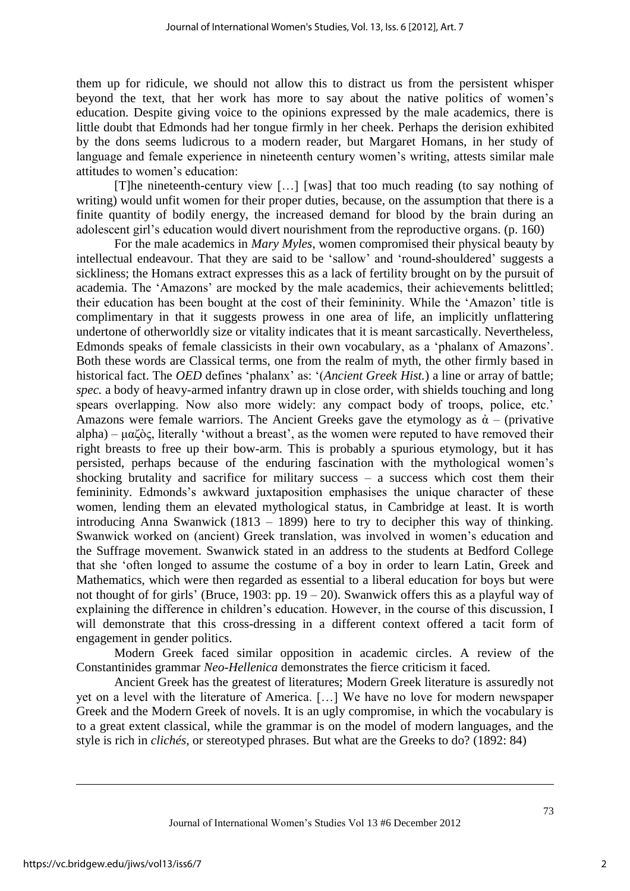them up for ridicule, we should not allow this to distract us from the persistent whisper beyond the text, that her work has more to say about the native politics of women's education. Despite giving voice to the opinions expressed by the male academics, there is little doubt that Edmonds had her tongue firmly in her cheek. Perhaps the derision exhibited by the dons seems ludicrous to a modern reader, but Margaret Homans, in her study of language and female experience in nineteenth century women's writing, attests similar male attitudes to women's education:

> [T]he nineteenth-century view […] [was] that too much reading (to say nothing of writing) would unfit women for their proper duties, because, on the assumption that there is a finite quantity of bodily energy, the increased demand for blood by the brain during an adolescent girl's education would divert nourishment from the reproductive organs. (p. 160)

For the male academics in *Mary Myles*, women compromised their physical beauty by intellectual endeavour. That they are said to be 'sallow' and 'round-shouldered' suggests a sickliness; the Homans extract expresses this as a lack of fertility brought on by the pursuit of academia. The 'Amazons' are mocked by the male academics, their achievements belittled; their education has been bought at the cost of their femininity. While the 'Amazon' title is complimentary in that it suggests prowess in one area of life, an implicitly unflattering undertone of otherworldly size or vitality indicates that it is meant sarcastically. Nevertheless, Edmonds speaks of female classicists in their own vocabulary, as a 'phalanx of Amazons'. Both these words are Classical terms, one from the realm of myth, the other firmly based in historical fact. The *OED* defines 'phalanx' as: '(*Ancient Greek Hist.*) a line or array of battle; *spec.* a body of heavy-armed infantry drawn up in close order, with shields touching and long spears overlapping. Now also more widely: any compact body of troops, police, etc.' Amazons were female warriors. The Ancient Greeks gave the etymology as ἀ – (privative alpha) – μαζὸς, literally 'without a breast', as the women were reputed to have removed their right breasts to free up their bow-arm. This is probably a spurious etymology, but it has persisted, perhaps because of the enduring fascination with the mythological women's shocking brutality and sacrifice for military success – a success which cost them their femininity. Edmonds's awkward juxtaposition emphasises the unique character of these women, lending them an elevated mythological status, in Cambridge at least. It is worth introducing Anna Swanwick (1813 – 1899) here to try to decipher this way of thinking. Swanwick worked on (ancient) Greek translation, was involved in women's education and the Suffrage movement. Swanwick stated in an address to the students at Bedford College that she 'often longed to assume the costume of a boy in order to learn Latin, Greek and Mathematics, which were then regarded as essential to a liberal education for boys but were not thought of for girls' (Bruce, 1903: pp. 19 – 20). Swanwick offers this as a playful way of explaining the difference in children's education. However, in the course of this discussion, I will demonstrate that this cross-dressing in a different context offered a tacit form of engagement in gender politics.

Modern Greek faced similar opposition in academic circles. A review of the Constantinides grammar *Neo-Hellenica* demonstrates the fierce criticism it faced.

> Ancient Greek has the greatest of literatures; Modern Greek literature is assuredly not yet on a level with the literature of America. […] We have no love for modern newspaper Greek and the Modern Greek of novels. It is an ugly compromise, in which the vocabulary is to a great extent classical, while the grammar is on the model of modern languages, and the style is rich in *clichés*, or stereotyped phrases. But what are the Greeks to do? (1892: 84)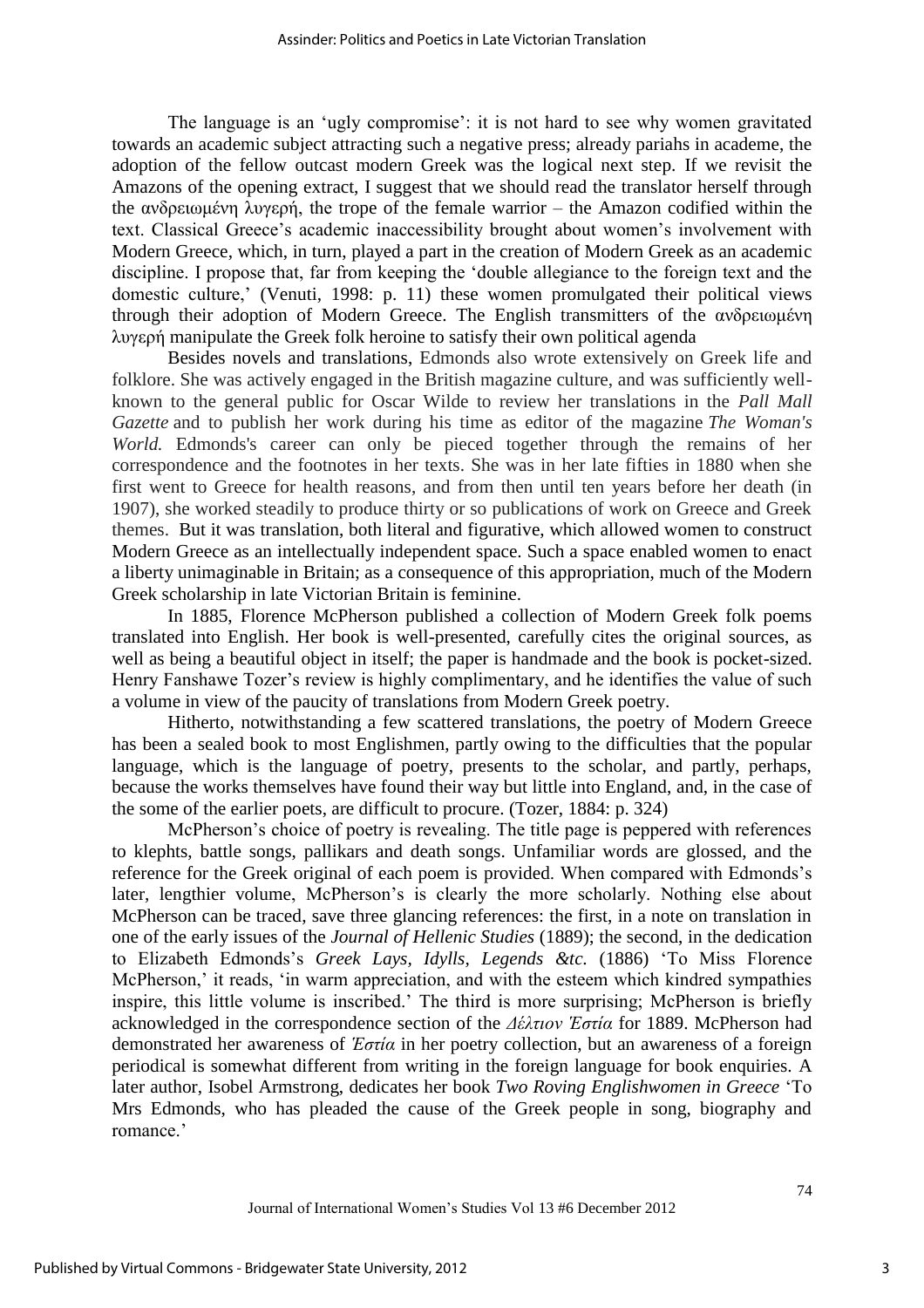The language is an 'ugly compromise': it is not hard to see why women gravitated towards an academic subject attracting such a negative press; already pariahs in academe, the adoption of the fellow outcast modern Greek was the logical next step. If we revisit the Amazons of the opening extract, I suggest that we should read the translator herself through the ανδρειωμένη λυγερή, the trope of the female warrior – the Amazon codified within the text. Classical Greece's academic inaccessibility brought about women's involvement with Modern Greece, which, in turn, played a part in the creation of Modern Greek as an academic discipline. I propose that, far from keeping the 'double allegiance to the foreign text and the domestic culture,' (Venuti, 1998: p. 11) these women promulgated their political views through their adoption of Modern Greece. The English transmitters of the ανδρειωμένη λυγερή manipulate the Greek folk heroine to satisfy their own political agenda

Besides novels and translations, Edmonds also wrote extensively on Greek life and folklore. She was actively engaged in the British magazine culture, and was sufficiently well-known to the general public for Oscar Wilde to review her translations in the *Pall Mall Gazette* and to publish her work during his time as editor of the magazine *The Woman's World.* Edmonds's career can only be pieced together through the remains of her correspondence and the footnotes in her texts. She was in her late fifties in 1880 when she first went to Greece for health reasons, and from then until ten years before her death (in 1907), she worked steadily to produce thirty or so publications of work on Greece and Greek themes. But it was translation, both literal and figurative, which allowed women to construct Modern Greece as an intellectually independent space. Such a space enabled women to enact a liberty unimaginable in Britain; as a consequence of this appropriation, much of the Modern Greek scholarship in late Victorian Britain is feminine.

In 1885, Florence McPherson published a collection of Modern Greek folk poems translated into English. Her book is well-presented, carefully cites the original sources, as well as being a beautiful object in itself; the paper is handmade and the book is pocket-sized. Henry Fanshawe Tozer's review is highly complimentary, and he identifies the value of such a volume in view of the paucity of translations from Modern Greek poetry.

Hitherto, notwithstanding a few scattered translations, the poetry of Modern Greece has been a sealed book to most Englishmen, partly owing to the difficulties that the popular language, which is the language of poetry, presents to the scholar, and partly, perhaps, because the works themselves have found their way but little into England, and, in the case of the some of the earlier poets, are difficult to procure. (Tozer, 1884: p. 324)

McPherson's choice of poetry is revealing. The title page is peppered with references to klephts, battle songs, pallikars and death songs. Unfamiliar words are glossed, and the reference for the Greek original of each poem is provided. When compared with Edmonds's later, lengthier volume, McPherson's is clearly the more scholarly. Nothing else about McPherson can be traced, save three glancing references: the first, in a note on translation in one of the early issues of the *Journal of Hellenic Studies* (1889); the second, in the dedication to Elizabeth Edmonds's *Greek Lays, Idylls, Legends &tc.* (1886) 'To Miss Florence McPherson,' it reads, 'in warm appreciation, and with the esteem which kindred sympathies inspire, this little volume is inscribed.' The third is more surprising; McPherson is briefly acknowledged in the correspondence section of the *Δέλτιον Έστία* for 1889. McPherson had demonstrated her awareness of *Έστία* in her poetry collection, but an awareness of a foreign periodical is somewhat different from writing in the foreign language for book enquiries. A later author, Isobel Armstrong, dedicates her book *Two Roving Englishwomen in Greece* 'To Mrs Edmonds, who has pleaded the cause of the Greek people in song, biography and romance.'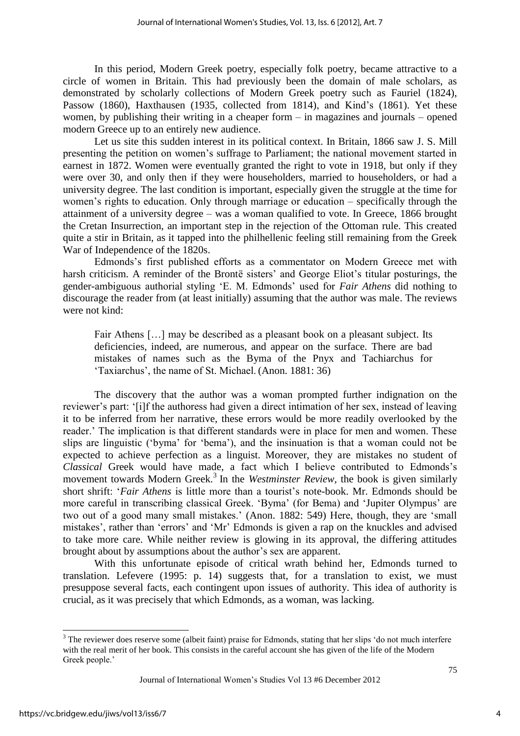In this period, Modern Greek poetry, especially folk poetry, became attractive to a circle of women in Britain. This had previously been the domain of male scholars, as demonstrated by scholarly collections of Modern Greek poetry such as Fauriel (1824), Passow (1860), Haxthausen (1935, collected from 1814), and Kind's (1861). Yet these women, by publishing their writing in a cheaper form – in magazines and journals – opened modern Greece up to an entirely new audience.

Let us site this sudden interest in its political context. In Britain, 1866 saw J. S. Mill presenting the petition on women's suffrage to Parliament; the national movement started in earnest in 1872. Women were eventually granted the right to vote in 1918, but only if they were over 30, and only then if they were householders, married to householders, or had a university degree. The last condition is important, especially given the struggle at the time for women's rights to education. Only through marriage or education – specifically through the attainment of a university degree – was a woman qualified to vote. In Greece, 1866 brought the Cretan Insurrection, an important step in the rejection of the Ottoman rule. This created quite a stir in Britain, as it tapped into the philhellenic feeling still remaining from the Greek War of Independence of the 1820s.

Edmonds's first published efforts as a commentator on Modern Greece met with harsh criticism. A reminder of the Brontë sisters' and George Eliot's titular posturings, the gender-ambiguous authorial styling 'E. M. Edmonds' used for *Fair Athens* did nothing to discourage the reader from (at least initially) assuming that the author was male. The reviews were not kind:

> Fair Athens […] may be described as a pleasant book on a pleasant subject. Its deficiencies, indeed, are numerous, and appear on the surface. There are bad mistakes of names such as the Byma of the Pnyx and Tachiarchus for 'Taxiarchus', the name of St. Michael. (Anon. 1881: 36)

The discovery that the author was a woman prompted further indignation on the reviewer's part: '[i]f the authoress had given a direct intimation of her sex, instead of leaving it to be inferred from her narrative, these errors would be more readily overlooked by the reader.' The implication is that different standards were in place for men and women. These slips are linguistic ('byma' for 'bema'), and the insinuation is that a woman could not be expected to achieve perfection as a linguist. Moreover, they are mistakes no student of *Classical* Greek would have made, a fact which I believe contributed to Edmonds's movement towards Modern Greek.[3] In the *Westminster Review*, the book is given similarly short shrift: '*Fair Athens* is little more than a tourist's note-book. Mr. Edmonds should be more careful in transcribing classical Greek. 'Byma' (for Bema) and 'Jupiter Olympus' are two out of a good many small mistakes.' (Anon. 1882: 549) Here, though, they are 'small mistakes', rather than 'errors' and 'Mr' Edmonds is given a rap on the knuckles and advised to take more care. While neither review is glowing in its approval, the differing attitudes brought about by assumptions about the author's sex are apparent.

With this unfortunate episode of critical wrath behind her, Edmonds turned to translation. Lefevere (1995: p. 14) suggests that, for a translation to exist, we must presuppose several facts, each contingent upon issues of authority. This idea of authority is crucial, as it was precisely that which Edmonds, as a woman, was lacking.

---

[3] The reviewer does reserve some (albeit faint) praise for Edmonds, stating that her slips 'do not much interfere with the real merit of her book. This consists in the careful account she has given of the life of the Modern Greek people.'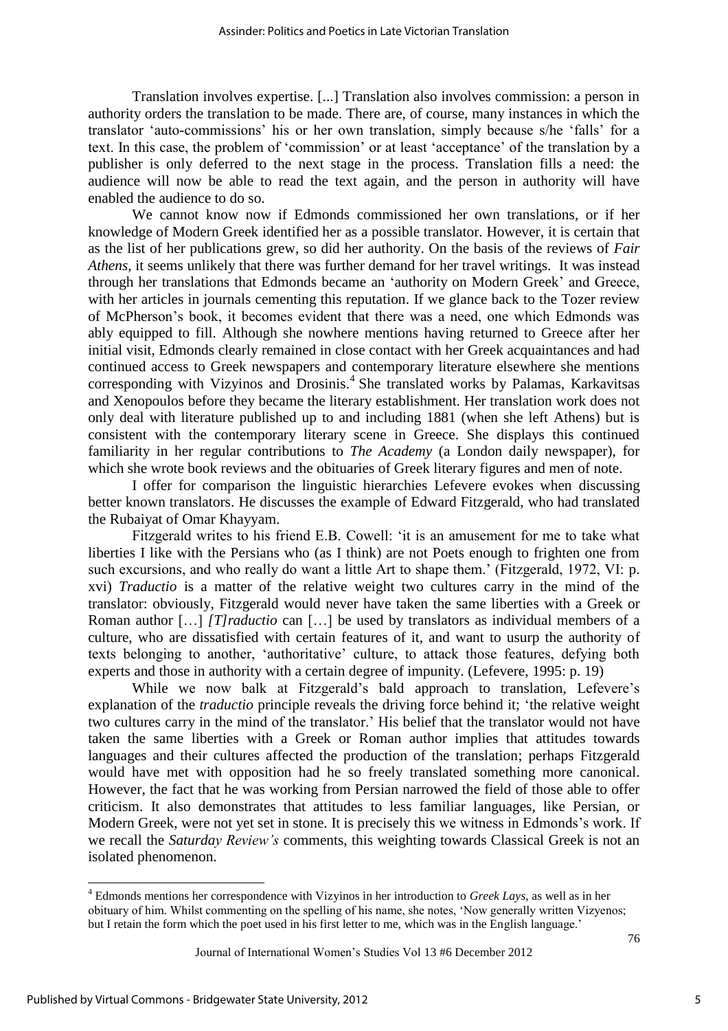Translation involves expertise. [...] Translation also involves commission: a person in authority orders the translation to be made. There are, of course, many instances in which the translator 'auto-commissions' his or her own translation, simply because s/he 'falls' for a text. In this case, the problem of 'commission' or at least 'acceptance' of the translation by a publisher is only deferred to the next stage in the process. Translation fills a need: the audience will now be able to read the text again, and the person in authority will have enabled the audience to do so.

We cannot know now if Edmonds commissioned her own translations, or if her knowledge of Modern Greek identified her as a possible translator. However, it is certain that as the list of her publications grew, so did her authority. On the basis of the reviews of *Fair Athens*, it seems unlikely that there was further demand for her travel writings. It was instead through her translations that Edmonds became an 'authority on Modern Greek' and Greece, with her articles in journals cementing this reputation. If we glance back to the Tozer review of McPherson's book, it becomes evident that there was a need, one which Edmonds was ably equipped to fill. Although she nowhere mentions having returned to Greece after her initial visit, Edmonds clearly remained in close contact with her Greek acquaintances and had continued access to Greek newspapers and contemporary literature elsewhere she mentions corresponding with Vizyinos and Drosinis.[4] She translated works by Palamas, Karkavitsas and Xenopoulos before they became the literary establishment. Her translation work does not only deal with literature published up to and including 1881 (when she left Athens) but is consistent with the contemporary literary scene in Greece. She displays this continued familiarity in her regular contributions to *The Academy* (a London daily newspaper), for which she wrote book reviews and the obituaries of Greek literary figures and men of note.

I offer for comparison the linguistic hierarchies Lefevere evokes when discussing better known translators. He discusses the example of Edward Fitzgerald, who had translated the Rubaiyat of Omar Khayyam.

Fitzgerald writes to his friend E.B. Cowell: 'it is an amusement for me to take what liberties I like with the Persians who (as I think) are not Poets enough to frighten one from such excursions, and who really do want a little Art to shape them.' (Fitzgerald, 1972, VI: p. xvi) *Traductio* is a matter of the relative weight two cultures carry in the mind of the translator: obviously, Fitzgerald would never have taken the same liberties with a Greek or Roman author […] *[T]raductio* can […] be used by translators as individual members of a culture, who are dissatisfied with certain features of it, and want to usurp the authority of texts belonging to another, 'authoritative' culture, to attack those features, defying both experts and those in authority with a certain degree of impunity. (Lefevere, 1995: p. 19)

While we now balk at Fitzgerald's bald approach to translation, Lefevere's explanation of the *traductio* principle reveals the driving force behind it; 'the relative weight two cultures carry in the mind of the translator.' His belief that the translator would not have taken the same liberties with a Greek or Roman author implies that attitudes towards languages and their cultures affected the production of the translation; perhaps Fitzgerald would have met with opposition had he so freely translated something more canonical. However, the fact that he was working from Persian narrowed the field of those able to offer criticism. It also demonstrates that attitudes to less familiar languages, like Persian, or Modern Greek, were not yet set in stone. It is precisely this we witness in Edmonds's work. If we recall the *Saturday Review's* comments, this weighting towards Classical Greek is not an isolated phenomenon.

---

[4] Edmonds mentions her correspondence with Vizyinos in her introduction to *Greek Lays*, as well as in her obituary of him. Whilst commenting on the spelling of his name, she notes, 'Now generally written Vizyenos; but I retain the form which the poet used in his first letter to me, which was in the English language.'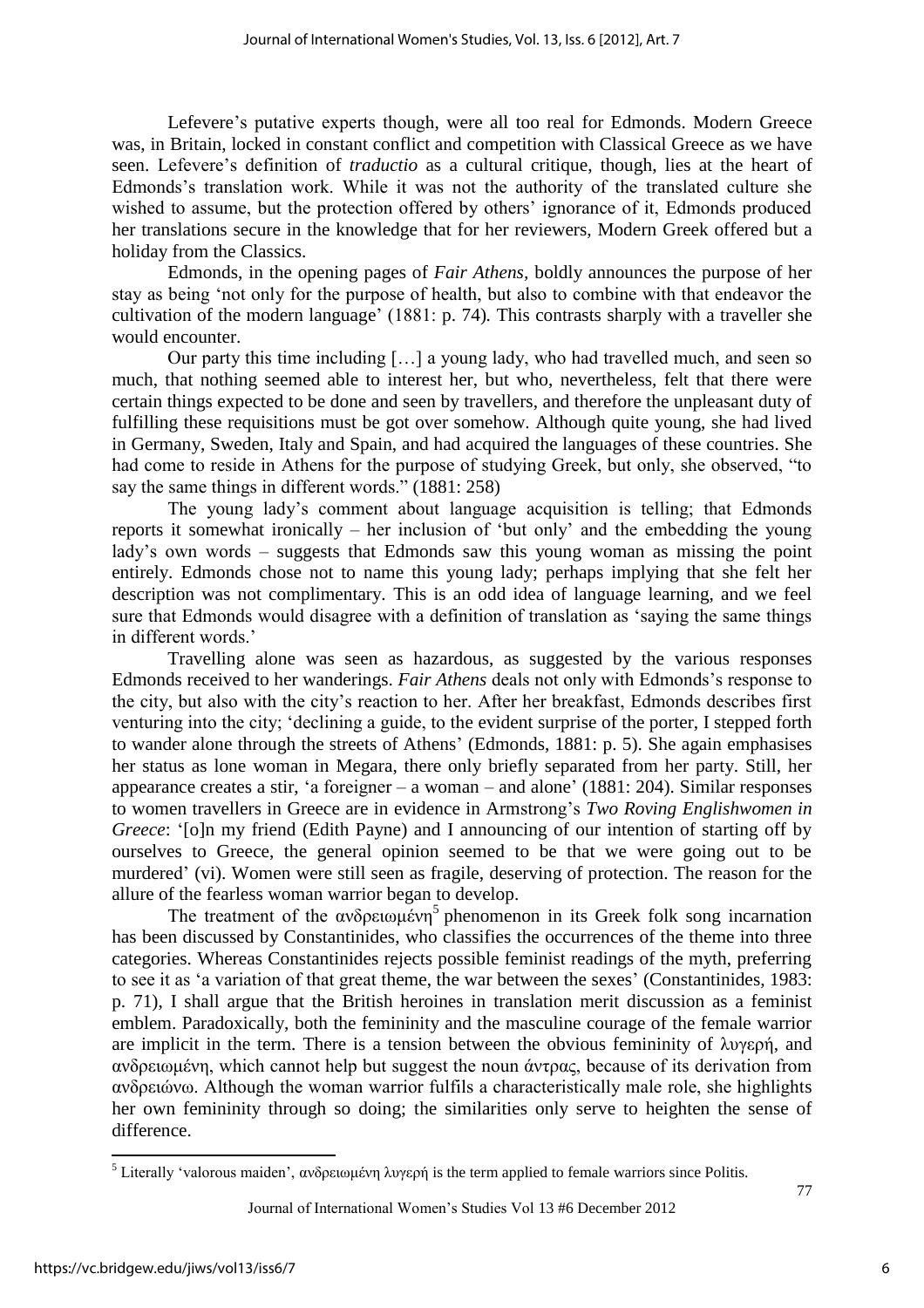Lefevere's putative experts though, were all too real for Edmonds. Modern Greece was, in Britain, locked in constant conflict and competition with Classical Greece as we have seen. Lefevere's definition of *traductio* as a cultural critique, though, lies at the heart of Edmonds's translation work. While it was not the authority of the translated culture she wished to assume, but the protection offered by others' ignorance of it, Edmonds produced her translations secure in the knowledge that for her reviewers, Modern Greek offered but a holiday from the Classics.

Edmonds, in the opening pages of *Fair Athens,* boldly announces the purpose of her stay as being 'not only for the purpose of health, but also to combine with that endeavor the cultivation of the modern language' (1881: p. 74). This contrasts sharply with a traveller she would encounter.

Our party this time including […] a young lady, who had travelled much, and seen so much, that nothing seemed able to interest her, but who, nevertheless, felt that there were certain things expected to be done and seen by travellers, and therefore the unpleasant duty of fulfilling these requisitions must be got over somehow. Although quite young, she had lived in Germany, Sweden, Italy and Spain, and had acquired the languages of these countries. She had come to reside in Athens for the purpose of studying Greek, but only, she observed, "to say the same things in different words." (1881: 258)

The young lady's comment about language acquisition is telling; that Edmonds reports it somewhat ironically – her inclusion of 'but only' and the embedding the young lady's own words – suggests that Edmonds saw this young woman as missing the point entirely. Edmonds chose not to name this young lady; perhaps implying that she felt her description was not complimentary. This is an odd idea of language learning, and we feel sure that Edmonds would disagree with a definition of translation as 'saying the same things in different words.'

Travelling alone was seen as hazardous, as suggested by the various responses Edmonds received to her wanderings. *Fair Athens* deals not only with Edmonds's response to the city, but also with the city's reaction to her. After her breakfast, Edmonds describes first venturing into the city; 'declining a guide, to the evident surprise of the porter, I stepped forth to wander alone through the streets of Athens' (Edmonds, 1881: p. 5). She again emphasises her status as lone woman in Megara, there only briefly separated from her party. Still, her appearance creates a stir, 'a foreigner – a woman – and alone' (1881: 204). Similar responses to women travellers in Greece are in evidence in Armstrong's *Two Roving Englishwomen in Greece*: '[o]n my friend (Edith Payne) and I announcing of our intention of starting off by ourselves to Greece, the general opinion seemed to be that we were going out to be murdered' (vi). Women were still seen as fragile, deserving of protection. The reason for the allure of the fearless woman warrior began to develop.

The treatment of the ανδρειωμένη[5] phenomenon in its Greek folk song incarnation has been discussed by Constantinides, who classifies the occurrences of the theme into three categories. Whereas Constantinides rejects possible feminist readings of the myth, preferring to see it as 'a variation of that great theme, the war between the sexes' (Constantinides, 1983: p. 71), I shall argue that the British heroines in translation merit discussion as a feminist emblem. Paradoxically, both the femininity and the masculine courage of the female warrior are implicit in the term. There is a tension between the obvious femininity of λυγερή, and ανδρειωμένη, which cannot help but suggest the noun άντρας, because of its derivation from ανδρειώνω. Although the woman warrior fulfils a characteristically male role, she highlights her own femininity through so doing; the similarities only serve to heighten the sense of difference.

[5] Literally 'valorous maiden', ανδρειωμένη λυγερή is the term applied to female warriors since Politis.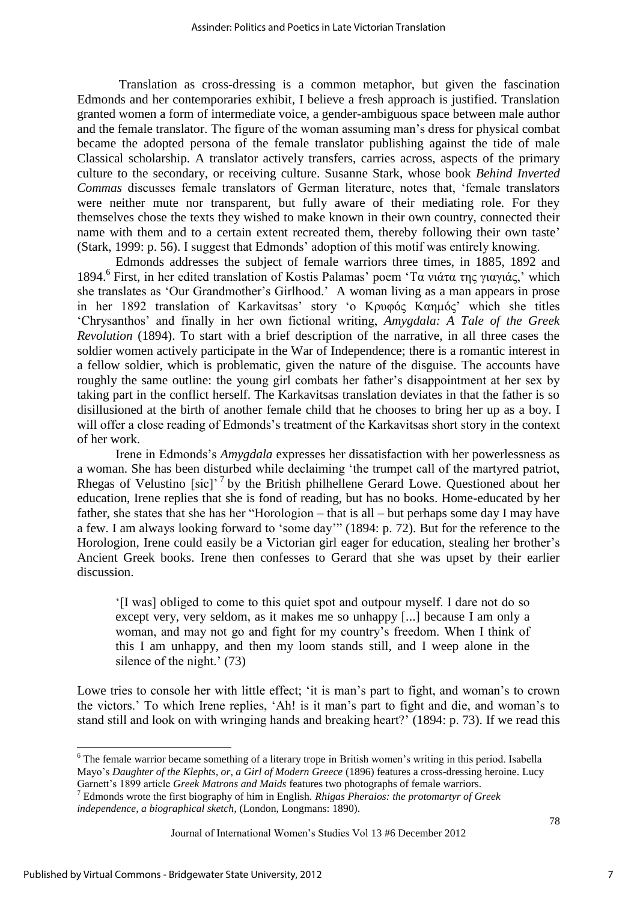Translation as cross-dressing is a common metaphor, but given the fascination Edmonds and her contemporaries exhibit, I believe a fresh approach is justified. Translation granted women a form of intermediate voice, a gender-ambiguous space between male author and the female translator. The figure of the woman assuming man's dress for physical combat became the adopted persona of the female translator publishing against the tide of male Classical scholarship. A translator actively transfers, carries across, aspects of the primary culture to the secondary, or receiving culture. Susanne Stark, whose book *Behind Inverted Commas* discusses female translators of German literature, notes that, 'female translators were neither mute nor transparent, but fully aware of their mediating role. For they themselves chose the texts they wished to make known in their own country, connected their name with them and to a certain extent recreated them, thereby following their own taste' (Stark, 1999: p. 56). I suggest that Edmonds' adoption of this motif was entirely knowing.

Edmonds addresses the subject of female warriors three times, in 1885, 1892 and 1894.[6] First, in her edited translation of Kostis Palamas' poem 'Τα νιάτα της γιαγιάς,' which she translates as 'Our Grandmother's Girlhood.' A woman living as a man appears in prose in her 1892 translation of Karkavitsas' story 'ο Κρυφός Καημός' which she titles 'Chrysanthos' and finally in her own fictional writing, *Amygdala: A Tale of the Greek Revolution* (1894). To start with a brief description of the narrative, in all three cases the soldier women actively participate in the War of Independence; there is a romantic interest in a fellow soldier, which is problematic, given the nature of the disguise. The accounts have roughly the same outline: the young girl combats her father's disappointment at her sex by taking part in the conflict herself. The Karkavitsas translation deviates in that the father is so disillusioned at the birth of another female child that he chooses to bring her up as a boy. I will offer a close reading of Edmonds's treatment of the Karkavitsas short story in the context of her work.

Irene in Edmonds's *Amygdala* expresses her dissatisfaction with her powerlessness as a woman. She has been disturbed while declaiming 'the trumpet call of the martyred patriot, Rhegas of Velustino [sic]'[7] by the British philhellene Gerard Lowe. Questioned about her education, Irene replies that she is fond of reading, but has no books. Home-educated by her father, she states that she has her "Horologion – that is all – but perhaps some day I may have a few. I am always looking forward to 'some day'" (1894: p. 72). But for the reference to the Horologion, Irene could easily be a Victorian girl eager for education, stealing her brother's Ancient Greek books. Irene then confesses to Gerard that she was upset by their earlier discussion.

> '[I was] obliged to come to this quiet spot and outpour myself. I dare not do so except very, very seldom, as it makes me so unhappy [...] because I am only a woman, and may not go and fight for my country's freedom. When I think of this I am unhappy, and then my loom stands still, and I weep alone in the silence of the night.' (73)

Lowe tries to console her with little effect; 'it is man's part to fight, and woman's to crown the victors.' To which Irene replies, 'Ah! is it man's part to fight and die, and woman's to stand still and look on with wringing hands and breaking heart?' (1894: p. 73). If we read this

---

[6] The female warrior became something of a literary trope in British women's writing in this period. Isabella Mayo's *Daughter of the Klephts, or, a Girl of Modern Greece* (1896) features a cross-dressing heroine. Lucy Garnett's 1899 article *Greek Matrons and Maids* features two photographs of female warriors.

[7] Edmonds wrote the first biography of him in English. *Rhigas Pheraios: the protomartyr of Greek independence, a biographical sketch,* (London, Longmans: 1890).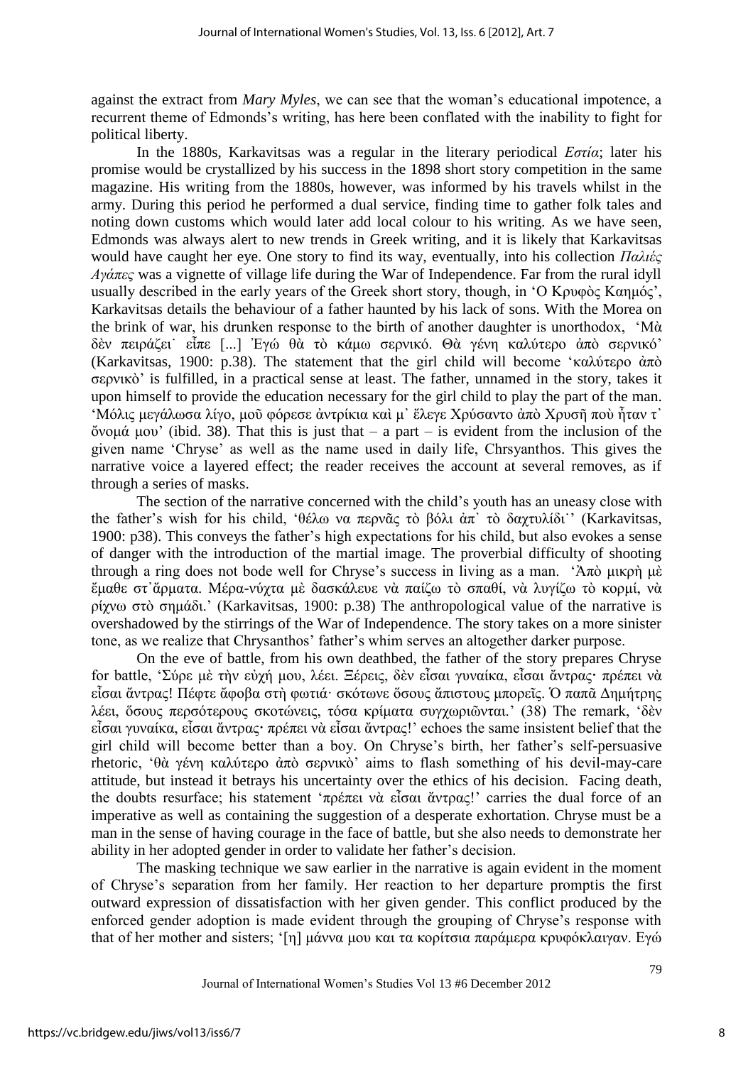against the extract from *Mary Myles*, we can see that the woman's educational impotence, a recurrent theme of Edmonds's writing, has here been conflated with the inability to fight for political liberty.

In the 1880s, Karkavitsas was a regular in the literary periodical *Εστία*; later his promise would be crystallized by his success in the 1898 short story competition in the same magazine. His writing from the 1880s, however, was informed by his travels whilst in the army. During this period he performed a dual service, finding time to gather folk tales and noting down customs which would later add local colour to his writing. As we have seen, Edmonds was always alert to new trends in Greek writing, and it is likely that Karkavitsas would have caught her eye. One story to find its way, eventually, into his collection *Παλιές Αγάπες* was a vignette of village life during the War of Independence. Far from the rural idyll usually described in the early years of the Greek short story, though, in 'Ο Κρυφὸς Καημός', Karkavitsas details the behaviour of a father haunted by his lack of sons. With the Morea on the brink of war, his drunken response to the birth of another daughter is unorthodox, 'Μὰ δὲν πειράζει˙ εἶπε [...] Ἐγώ θὰ τὸ κάμω σερνικό. Θὰ γένη καλύτερο ἀπὸ σερνικό' (Karkavitsas, 1900: p.38). The statement that the girl child will become 'καλύτερο ἀπὸ σερνικὸ' is fulfilled, in a practical sense at least. The father, unnamed in the story, takes it upon himself to provide the education necessary for the girl child to play the part of the man. 'Μόλις μεγάλωσα λίγο, μοῦ φόρεσε ἀντρίκια καὶ μ᾽ ἔλεγε Χρύσαντο ἀπὸ Χρυσῆ ποὺ ἦταν τ᾽ ὄνομά μου' (ibid. 38). That this is just that – a part – is evident from the inclusion of the given name 'Chryse' as well as the name used in daily life, Chrsyanthos. This gives the narrative voice a layered effect; the reader receives the account at several removes, as if through a series of masks.

The section of the narrative concerned with the child's youth has an uneasy close with the father's wish for his child, 'θέλω να περνᾶς τὸ βόλι ἀπ᾽ τὸ δαχτυλίδι˙' (Karkavitsas, 1900: p38). This conveys the father's high expectations for his child, but also evokes a sense of danger with the introduction of the martial image. The proverbial difficulty of shooting through a ring does not bode well for Chryse's success in living as a man. 'Ἀπὸ μικρὴ μὲ ἔμαθε στ᾽ἄρματα. Μέρα-νύχτα μὲ δασκάλευε νὰ παίζω τὸ σπαθί, νὰ λυγίζω τὸ κορμί, νὰ ρίχνω στὸ σημάδι.' (Karkavitsas, 1900: p.38) The anthropological value of the narrative is overshadowed by the stirrings of the War of Independence. The story takes on a more sinister tone, as we realize that Chrysanthos' father's whim serves an altogether darker purpose.

On the eve of battle, from his own deathbed, the father of the story prepares Chryse for battle, 'Σύρε μὲ τὴν εὐχή μου, λέει. Ξέρεις, δὲν εἶσαι γυναίκα, εἶσαι ἄντρας· πρέπει νὰ εἶσαι ἄντρας! Πέφτε ἄφοβα στὴ φωτιά· σκότωνε ὅσους ἄπιστους μπορεῖς. Ὁ παπᾶ Δημήτρης λέει, ὅσους περσότερους σκοτώνεις, τόσα κρίματα συγχωριῶνται.' (38) The remark, 'δὲν εἶσαι γυναίκα, εἶσαι ἄντρας· πρέπει νὰ εἶσαι ἄντρας!' echoes the same insistent belief that the girl child will become better than a boy. On Chryse's birth, her father's self-persuasive rhetoric, 'θὰ γένη καλύτερο ἀπὸ σερνικὸ' aims to flash something of his devil-may-care attitude, but instead it betrays his uncertainty over the ethics of his decision. Facing death, the doubts resurface; his statement 'πρέπει νὰ εἶσαι ἄντρας!' carries the dual force of an imperative as well as containing the suggestion of a desperate exhortation. Chryse must be a man in the sense of having courage in the face of battle, but she also needs to demonstrate her ability in her adopted gender in order to validate her father's decision.

The masking technique we saw earlier in the narrative is again evident in the moment of Chryse's separation from her family. Her reaction to her departure promptis the first outward expression of dissatisfaction with her given gender. This conflict produced by the enforced gender adoption is made evident through the grouping of Chryse's response with that of her mother and sisters; '[η] μάννα μου και τα κορίτσια παράμερα κρυφόκλαιγαν. Εγώ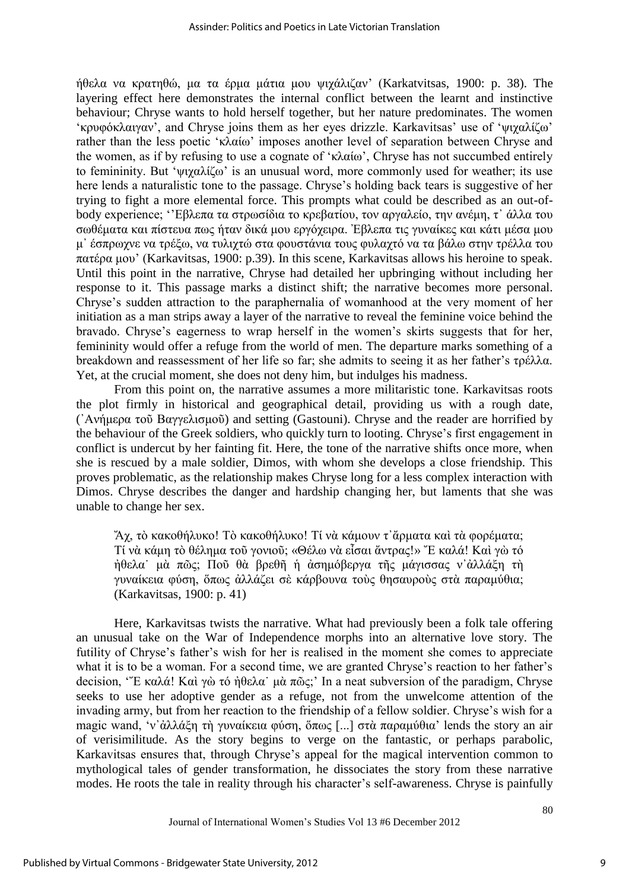ήθελα να κρατηθώ, μα τα έρμα μάτια μου ψιχάλιζαν' (Karkatvitsas, 1900: p. 38). The layering effect here demonstrates the internal conflict between the learnt and instinctive behaviour; Chryse wants to hold herself together, but her nature predominates. The women 'κρυφόκλαιγαν', and Chryse joins them as her eyes drizzle. Karkavitsas' use of 'ψιχαλίζω' rather than the less poetic 'κλαίω' imposes another level of separation between Chryse and the women, as if by refusing to use a cognate of 'κλαίω', Chryse has not succumbed entirely to femininity. But 'ψιχαλίζω' is an unusual word, more commonly used for weather; its use here lends a naturalistic tone to the passage. Chryse's holding back tears is suggestive of her trying to fight a more elemental force. This prompts what could be described as an out-of-body experience; ''Έβλεπα τα στρωσίδια το κρεβατίου, τον αργαλείο, την ανέμη, τ᾽ άλλα του σωθέματα και πίστευα πως ήταν δικά μου εργόχειρα. Ἐβλεπα τις γυναίκες και κάτι μέσα μου μ᾽ έσπρωχνε να τρέξω, να τυλιχτώ στα φουστάνια τους φυλαχτό να τα βάλω στην τρέλλα του πατέρα μου' (Karkavitsas, 1900: p.39). In this scene, Karkavitsas allows his heroine to speak. Until this point in the narrative, Chryse had detailed her upbringing without including her response to it. This passage marks a distinct shift; the narrative becomes more personal. Chryse's sudden attraction to the paraphernalia of womanhood at the very moment of her initiation as a man strips away a layer of the narrative to reveal the feminine voice behind the bravado. Chryse's eagerness to wrap herself in the women's skirts suggests that for her, femininity would offer a refuge from the world of men. The departure marks something of a breakdown and reassessment of her life so far; she admits to seeing it as her father's τρέλλα. Yet, at the crucial moment, she does not deny him, but indulges his madness.

From this point on, the narrative assumes a more militaristic tone. Karkavitsas roots the plot firmly in historical and geographical detail, providing us with a rough date, (᾽Ανήμερα τοῦ Βαγγελισμοῦ) and setting (Gastouni). Chryse and the reader are horrified by the behaviour of the Greek soldiers, who quickly turn to looting. Chryse's first engagement in conflict is undercut by her fainting fit. Here, the tone of the narrative shifts once more, when she is rescued by a male soldier, Dimos, with whom she develops a close friendship. This proves problematic, as the relationship makes Chryse long for a less complex interaction with Dimos. Chryse describes the danger and hardship changing her, but laments that she was unable to change her sex.

> Ἄχ, τὸ κακοθήλυκο! Τὸ κακοθήλυκο! Τί νὰ κάμουν τ᾽ἄρματα καὶ τὰ φορέματα; Τί νὰ κάμη τὸ θέλημα τοῦ γονιοῦ; «Θέλω νὰ εἶσαι ἄντρας!» Ἔ καλά! Καὶ γὼ τό ἠθελα˙ μὰ πῶς; Ποῦ θὰ βρεθῆ ἡ ἀσημόβεργα τῆς μάγισσας ν᾽ἀλλάξη τὴ γυναίκεια φύση, ὅπως ἀλλάζει σὲ κάρβουνα τοὺς θησαυροὺς στὰ παραμύθια; (Karkavitsas, 1900: p. 41)

Here, Karkavitsas twists the narrative. What had previously been a folk tale offering an unusual take on the War of Independence morphs into an alternative love story. The futility of Chryse's father's wish for her is realised in the moment she comes to appreciate what it is to be a woman. For a second time, we are granted Chryse's reaction to her father's decision, 'Ἔ καλά! Καὶ γὼ τό ἠθελα˙ μὰ πῶς;' In a neat subversion of the paradigm, Chryse seeks to use her adoptive gender as a refuge, not from the unwelcome attention of the invading army, but from her reaction to the friendship of a fellow soldier. Chryse's wish for a magic wand, 'ν᾽ἀλλάξη τὴ γυναίκεια φύση, ὅπως [...] στὰ παραμύθια' lends the story an air of verisimilitude. As the story begins to verge on the fantastic, or perhaps parabolic, Karkavitsas ensures that, through Chryse's appeal for the magical intervention common to mythological tales of gender transformation, he dissociates the story from these narrative modes. He roots the tale in reality through his character's self-awareness. Chryse is painfully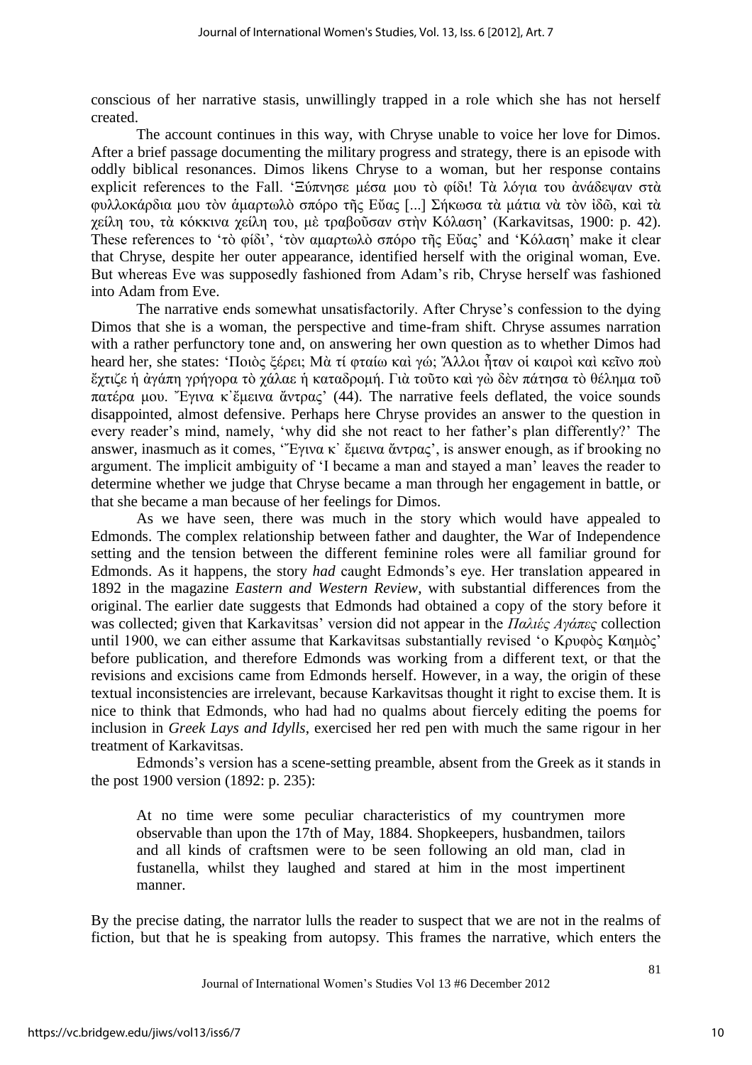conscious of her narrative stasis, unwillingly trapped in a role which she has not herself created.

The account continues in this way, with Chryse unable to voice her love for Dimos. After a brief passage documenting the military progress and strategy, there is an episode with oddly biblical resonances. Dimos likens Chryse to a woman, but her response contains explicit references to the Fall. 'Ξύπνησε μέσα μου τὸ φίδι! Τὰ λόγια του ἀνάδεψαν στὰ φυλλοκάρδια μου τὸν ἁμαρτωλὸ σπόρο τῆς Εὔας [...] Σήκωσα τὰ μάτια νὰ τὸν ἰδῶ, καὶ τὰ χείλη του, τὰ κόκκινα χείλη του, μὲ τραβοῦσαν στὴν Κόλαση' (Karkavitsas, 1900: p. 42). These references to 'τὸ φίδι', 'τὸν αμαρτωλὸ σπόρο τῆς Εὔας' and 'Κόλαση' make it clear that Chryse, despite her outer appearance, identified herself with the original woman, Eve. But whereas Eve was supposedly fashioned from Adam's rib, Chryse herself was fashioned into Adam from Eve.

The narrative ends somewhat unsatisfactorily. After Chryse's confession to the dying Dimos that she is a woman, the perspective and time-fram shift. Chryse assumes narration with a rather perfunctory tone and, on answering her own question as to whether Dimos had heard her, she states: 'Ποιὸς ξέρει; Μὰ τί φταίω καὶ γώ; Ἄλλοι ἦταν οἱ καιροὶ καὶ κεῖνο ποὺ ἔχτιζε ἡ ἀγάπη γρήγορα τὸ χάλαε ἡ καταδρομή. Γιὰ τοῦτο καὶ γὼ δὲν πάτησα τὸ θέλημα τοῦ πατέρα μου. Ἔγινα κ᾽ἔμεινα ἄντρας' (44). The narrative feels deflated, the voice sounds disappointed, almost defensive. Perhaps here Chryse provides an answer to the question in every reader's mind, namely, 'why did she not react to her father's plan differently?' The answer, inasmuch as it comes, ''Ἔγινα κ᾽ ἔμεινα ἄντρας', is answer enough, as if brooking no argument. The implicit ambiguity of 'I became a man and stayed a man' leaves the reader to determine whether we judge that Chryse became a man through her engagement in battle, or that she became a man because of her feelings for Dimos.

As we have seen, there was much in the story which would have appealed to Edmonds. The complex relationship between father and daughter, the War of Independence setting and the tension between the different feminine roles were all familiar ground for Edmonds. As it happens, the story *had* caught Edmonds's eye. Her translation appeared in 1892 in the magazine *Eastern and Western Review*, with substantial differences from the original. The earlier date suggests that Edmonds had obtained a copy of the story before it was collected; given that Karkavitsas' version did not appear in the *Παλιές Αγάπες* collection until 1900, we can either assume that Karkavitsas substantially revised 'ο Κρυφὸς Καημὸς' before publication, and therefore Edmonds was working from a different text, or that the revisions and excisions came from Edmonds herself. However, in a way, the origin of these textual inconsistencies are irrelevant, because Karkavitsas thought it right to excise them. It is nice to think that Edmonds, who had had no qualms about fiercely editing the poems for inclusion in *Greek Lays and Idylls*, exercised her red pen with much the same rigour in her treatment of Karkavitsas.

Edmonds's version has a scene-setting preamble, absent from the Greek as it stands in the post 1900 version (1892: p. 235):

> At no time were some peculiar characteristics of my countrymen more observable than upon the 17th of May, 1884. Shopkeepers, husbandmen, tailors and all kinds of craftsmen were to be seen following an old man, clad in fustanella, whilst they laughed and stared at him in the most impertinent manner.

By the precise dating, the narrator lulls the reader to suspect that we are not in the realms of fiction, but that he is speaking from autopsy. This frames the narrative, which enters the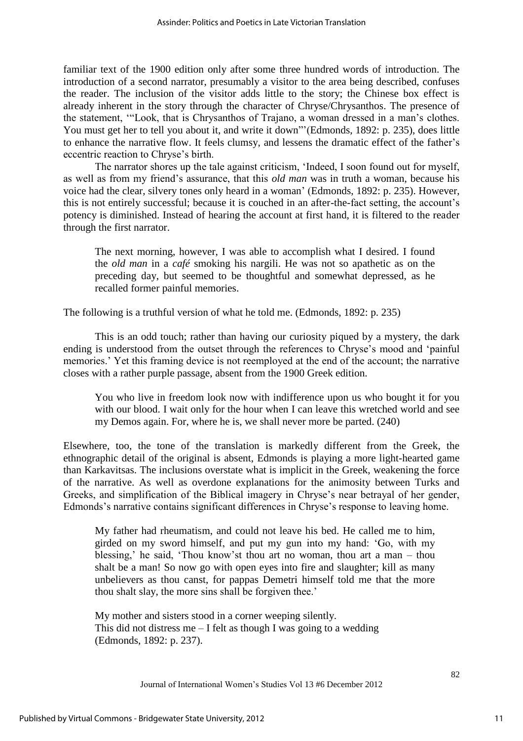familiar text of the 1900 edition only after some three hundred words of introduction. The introduction of a second narrator, presumably a visitor to the area being described, confuses the reader. The inclusion of the visitor adds little to the story; the Chinese box effect is already inherent in the story through the character of Chryse/Chrysanthos. The presence of the statement, '"Look, that is Chrysanthos of Trajano, a woman dressed in a man's clothes. You must get her to tell you about it, and write it down"'(Edmonds, 1892: p. 235), does little to enhance the narrative flow. It feels clumsy, and lessens the dramatic effect of the father's eccentric reaction to Chryse's birth.

The narrator shores up the tale against criticism, 'Indeed, I soon found out for myself, as well as from my friend's assurance, that this *old man* was in truth a woman, because his voice had the clear, silvery tones only heard in a woman' (Edmonds, 1892: p. 235). However, this is not entirely successful; because it is couched in an after-the-fact setting, the account's potency is diminished. Instead of hearing the account at first hand, it is filtered to the reader through the first narrator.

> The next morning, however, I was able to accomplish what I desired. I found the *old man* in a *café* smoking his nargili. He was not so apathetic as on the preceding day, but seemed to be thoughtful and somewhat depressed, as he recalled former painful memories.

The following is a truthful version of what he told me. (Edmonds, 1892: p. 235)

This is an odd touch; rather than having our curiosity piqued by a mystery, the dark ending is understood from the outset through the references to Chryse's mood and 'painful memories.' Yet this framing device is not reemployed at the end of the account; the narrative closes with a rather purple passage, absent from the 1900 Greek edition.

> You who live in freedom look now with indifference upon us who bought it for you with our blood. I wait only for the hour when I can leave this wretched world and see my Demos again. For, where he is, we shall never more be parted. (240)

Elsewhere, too, the tone of the translation is markedly different from the Greek, the ethnographic detail of the original is absent, Edmonds is playing a more light-hearted game than Karkavitsas. The inclusions overstate what is implicit in the Greek, weakening the force of the narrative. As well as overdone explanations for the animosity between Turks and Greeks, and simplification of the Biblical imagery in Chryse's near betrayal of her gender, Edmonds's narrative contains significant differences in Chryse's response to leaving home.

> My father had rheumatism, and could not leave his bed. He called me to him, girded on my sword himself, and put my gun into my hand: 'Go, with my blessing,' he said, 'Thou know'st thou art no woman, thou art a man – thou shalt be a man! So now go with open eyes into fire and slaughter; kill as many unbelievers as thou canst, for pappas Demetri himself told me that the more thou shalt slay, the more sins shall be forgiven thee.'
>
> My mother and sisters stood in a corner weeping silently.
> This did not distress me – I felt as though I was going to a wedding (Edmonds, 1892: p. 237).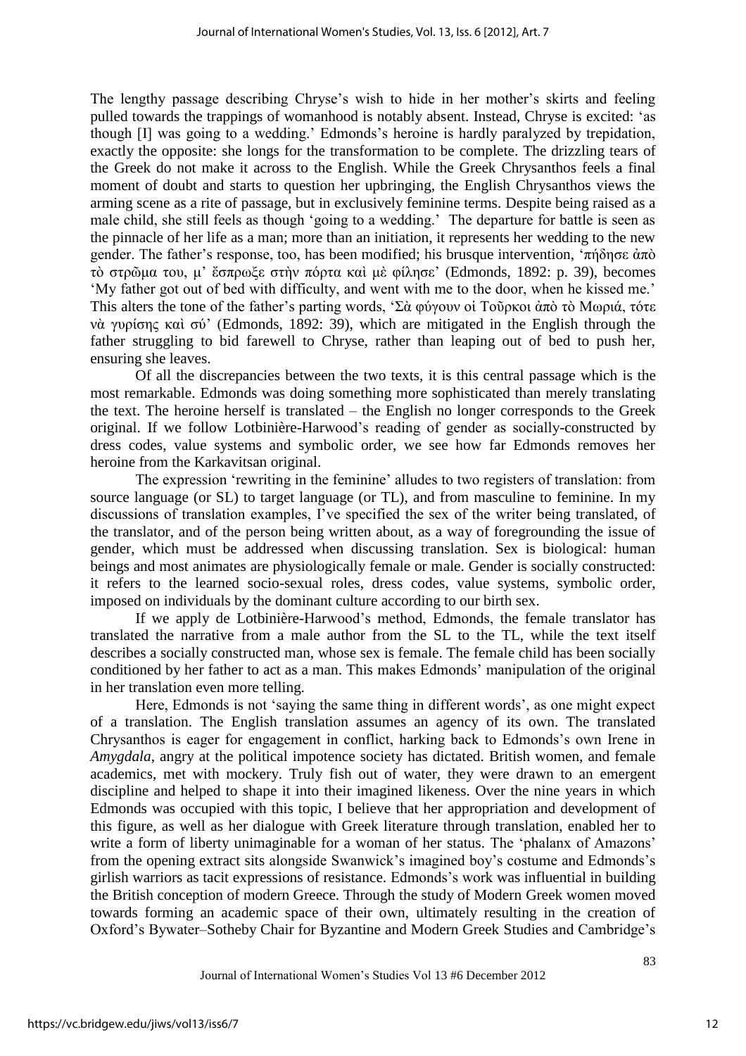The lengthy passage describing Chryse's wish to hide in her mother's skirts and feeling pulled towards the trappings of womanhood is notably absent. Instead, Chryse is excited: 'as though [I] was going to a wedding.' Edmonds's heroine is hardly paralyzed by trepidation, exactly the opposite: she longs for the transformation to be complete. The drizzling tears of the Greek do not make it across to the English. While the Greek Chrysanthos feels a final moment of doubt and starts to question her upbringing, the English Chrysanthos views the arming scene as a rite of passage, but in exclusively feminine terms. Despite being raised as a male child, she still feels as though 'going to a wedding.' The departure for battle is seen as the pinnacle of her life as a man; more than an initiation, it represents her wedding to the new gender. The father's response, too, has been modified; his brusque intervention, 'πήδησε ἀπὸ τὸ στρῶμα του, μ' ἔσπρωξε στὴν πόρτα καὶ μὲ φίλησε' (Edmonds, 1892: p. 39), becomes 'My father got out of bed with difficulty, and went with me to the door, when he kissed me.' This alters the tone of the father's parting words, 'Σὰ φύγουν οἱ Τοῦρκοι ἀπὸ τὸ Μωριά, τότε νὰ γυρίσης καὶ σύ' (Edmonds, 1892: 39), which are mitigated in the English through the father struggling to bid farewell to Chryse, rather than leaping out of bed to push her, ensuring she leaves.

Of all the discrepancies between the two texts, it is this central passage which is the most remarkable. Edmonds was doing something more sophisticated than merely translating the text. The heroine herself is translated – the English no longer corresponds to the Greek original. If we follow Lotbinière-Harwood's reading of gender as socially-constructed by dress codes, value systems and symbolic order, we see how far Edmonds removes her heroine from the Karkavitsan original.

The expression 'rewriting in the feminine' alludes to two registers of translation: from source language (or SL) to target language (or TL), and from masculine to feminine. In my discussions of translation examples, I've specified the sex of the writer being translated, of the translator, and of the person being written about, as a way of foregrounding the issue of gender, which must be addressed when discussing translation. Sex is biological: human beings and most animates are physiologically female or male. Gender is socially constructed: it refers to the learned socio-sexual roles, dress codes, value systems, symbolic order, imposed on individuals by the dominant culture according to our birth sex.

If we apply de Lotbinière-Harwood's method, Edmonds, the female translator has translated the narrative from a male author from the SL to the TL, while the text itself describes a socially constructed man, whose sex is female. The female child has been socially conditioned by her father to act as a man. This makes Edmonds' manipulation of the original in her translation even more telling.

Here, Edmonds is not 'saying the same thing in different words', as one might expect of a translation. The English translation assumes an agency of its own. The translated Chrysanthos is eager for engagement in conflict, harking back to Edmonds's own Irene in *Amygdala*, angry at the political impotence society has dictated. British women, and female academics, met with mockery. Truly fish out of water, they were drawn to an emergent discipline and helped to shape it into their imagined likeness. Over the nine years in which Edmonds was occupied with this topic, I believe that her appropriation and development of this figure, as well as her dialogue with Greek literature through translation, enabled her to write a form of liberty unimaginable for a woman of her status. The 'phalanx of Amazons' from the opening extract sits alongside Swanwick's imagined boy's costume and Edmonds's girlish warriors as tacit expressions of resistance. Edmonds's work was influential in building the British conception of modern Greece. Through the study of Modern Greek women moved towards forming an academic space of their own, ultimately resulting in the creation of Oxford's Bywater–Sotheby Chair for Byzantine and Modern Greek Studies and Cambridge's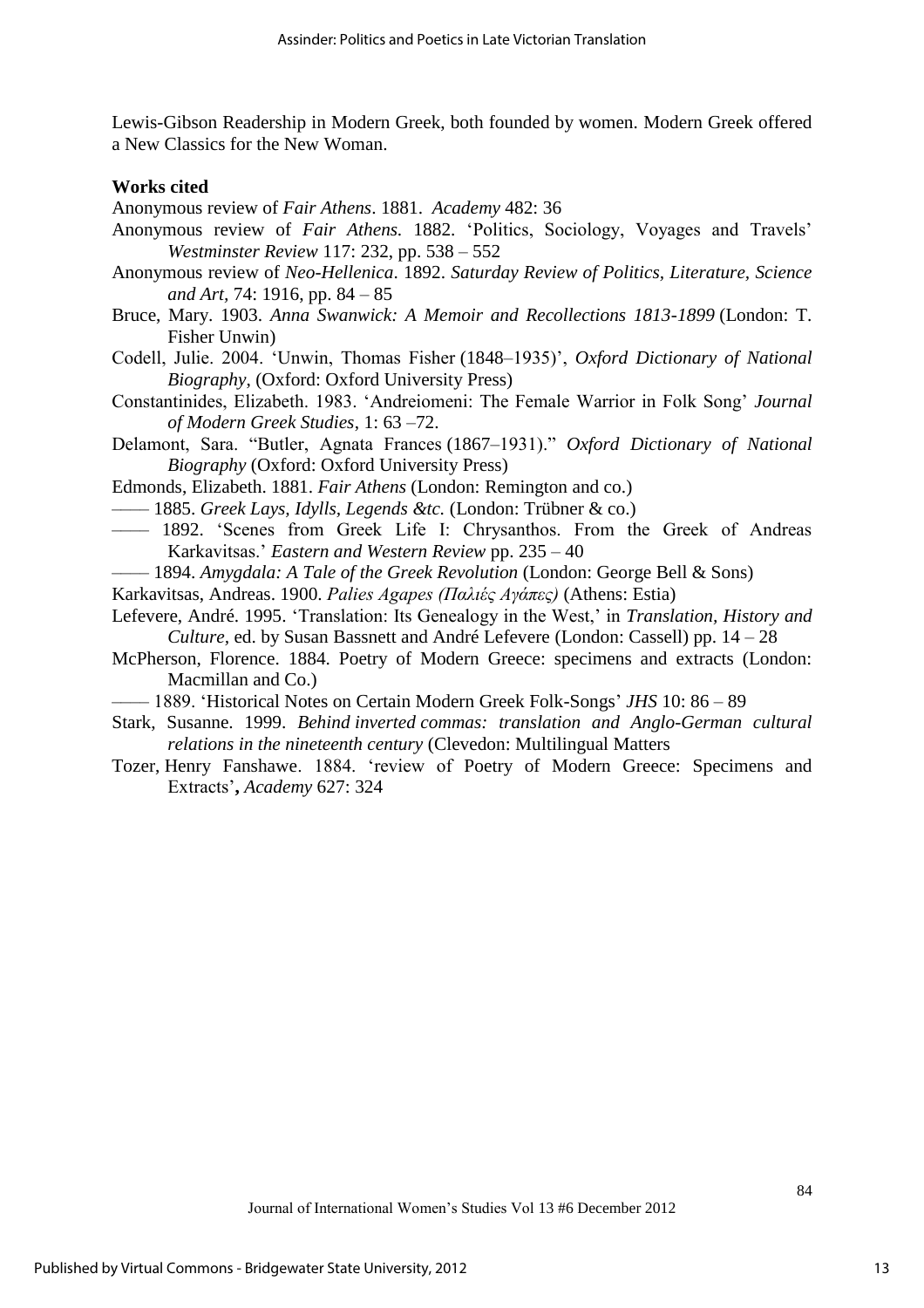Lewis-Gibson Readership in Modern Greek, both founded by women. Modern Greek offered a New Classics for the New Woman.

**Works cited**

Anonymous review of *Fair Athens*. 1881. *Academy* 482: 36

Anonymous review of *Fair Athens.* 1882. 'Politics, Sociology, Voyages and Travels' *Westminster Review* 117: 232, pp. 538 – 552

Anonymous review of *Neo-Hellenica*. 1892. *Saturday Review of Politics, Literature, Science and Art,* 74: 1916, pp. 84 – 85

Bruce, Mary. 1903. *Anna Swanwick: A Memoir and Recollections 1813-1899* (London: T. Fisher Unwin)

Codell, Julie. 2004. 'Unwin, Thomas Fisher (1848–1935)', *Oxford Dictionary of National Biography*, (Oxford: Oxford University Press)

Constantinides, Elizabeth. 1983. 'Andreiomeni: The Female Warrior in Folk Song' *Journal of Modern Greek Studies*, 1: 63 –72.

Delamont, Sara. "Butler, Agnata Frances (1867–1931)." *Oxford Dictionary of National Biography* (Oxford: Oxford University Press)

Edmonds, Elizabeth. 1881. *Fair Athens* (London: Remington and co.)

—— 1885. *Greek Lays, Idylls, Legends &tc.* (London: Trübner & co.)

—— 1892. 'Scenes from Greek Life I: Chrysanthos. From the Greek of Andreas Karkavitsas.' *Eastern and Western Review* pp. 235 – 40

—— 1894. *Amygdala: A Tale of the Greek Revolution* (London: George Bell & Sons)

Karkavitsas, Andreas. 1900. *Palies Agapes (Παλιές Αγάπες)* (Athens: Estia)

Lefevere, André. 1995. 'Translation: Its Genealogy in the West,' in *Translation, History and Culture,* ed. by Susan Bassnett and André Lefevere (London: Cassell) pp. 14 – 28

McPherson, Florence. 1884. Poetry of Modern Greece: specimens and extracts (London: Macmillan and Co.)

—— 1889. 'Historical Notes on Certain Modern Greek Folk-Songs' *JHS* 10: 86 – 89

Stark, Susanne. 1999. *Behind inverted commas: translation and Anglo-German cultural relations in the nineteenth century* (Clevedon: Multilingual Matters

Tozer, Henry Fanshawe. 1884. 'review of Poetry of Modern Greece: Specimens and Extracts'**,** *Academy* 627: 324